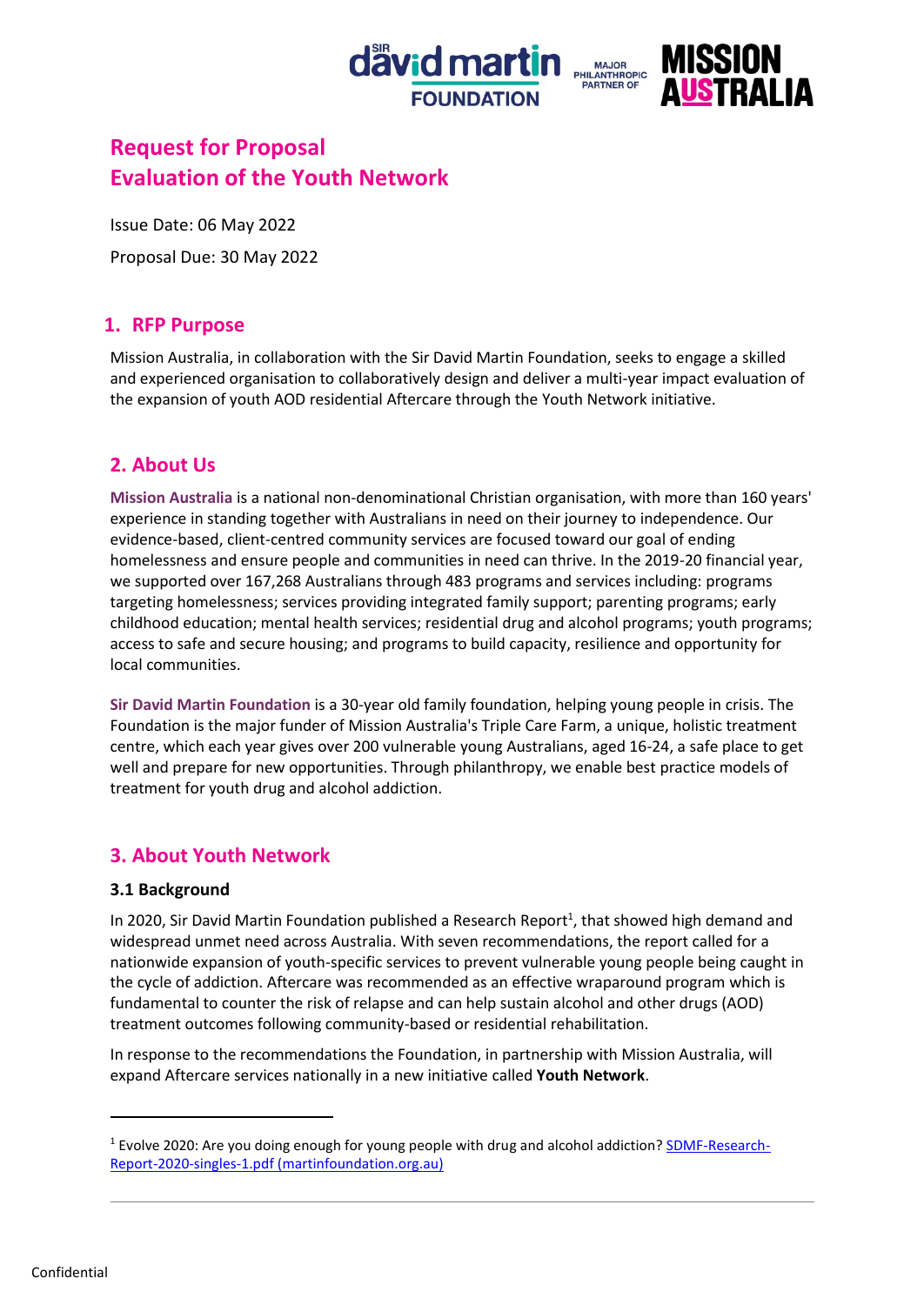# Request for Proposal
# Evaluation of the Youth Network

Issue Date: 06 May 2022

Proposal Due: 30 May 2022

## 1. RFP Purpose

Mission Australia, in collaboration with the Sir David Martin Foundation, seeks to engage a skilled and experienced organisation to collaboratively design and deliver a multi-year impact evaluation of the expansion of youth AOD residential Aftercare through the Youth Network initiative.

## 2. About Us

**Mission Australia** is a national non-denominational Christian organisation, with more than 160 years' experience in standing together with Australians in need on their journey to independence. Our evidence-based, client-centred community services are focused toward our goal of ending homelessness and ensure people and communities in need can thrive. In the 2019-20 financial year, we supported over 167,268 Australians through 483 programs and services including: programs targeting homelessness; services providing integrated family support; parenting programs; early childhood education; mental health services; residential drug and alcohol programs; youth programs; access to safe and secure housing; and programs to build capacity, resilience and opportunity for local communities.

**Sir David Martin Foundation** is a 30-year old family foundation, helping young people in crisis. The Foundation is the major funder of Mission Australia's Triple Care Farm, a unique, holistic treatment centre, which each year gives over 200 vulnerable young Australians, aged 16-24, a safe place to get well and prepare for new opportunities. Through philanthropy, we enable best practice models of treatment for youth drug and alcohol addiction.

## 3. About Youth Network

### 3.1 Background

In 2020, Sir David Martin Foundation published a Research Report[1], that showed high demand and widespread unmet need across Australia. With seven recommendations, the report called for a nationwide expansion of youth-specific services to prevent vulnerable young people being caught in the cycle of addiction. Aftercare was recommended as an effective wraparound program which is fundamental to counter the risk of relapse and can help sustain alcohol and other drugs (AOD) treatment outcomes following community-based or residential rehabilitation.

In response to the recommendations the Foundation, in partnership with Mission Australia, will expand Aftercare services nationally in a new initiative called **Youth Network**.

---

[1] Evolve 2020: Are you doing enough for young people with drug and alcohol addiction? SDMF-Research-Report-2020-singles-1.pdf (martinfoundation.org.au)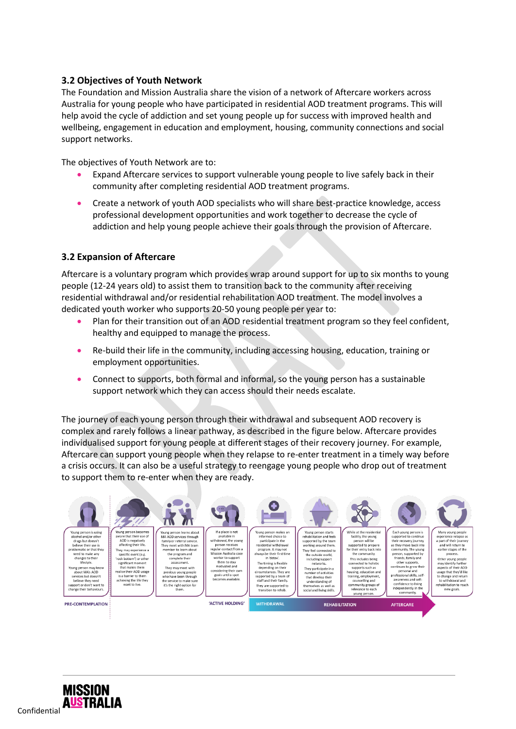### 3.2 Objectives of Youth Network

The Foundation and Mission Australia share the vision of a network of Aftercare workers across Australia for young people who have participated in residential AOD treatment programs. This will help avoid the cycle of addiction and set young people up for success with improved health and wellbeing, engagement in education and employment, housing, community connections and social support networks.

The objectives of Youth Network are to:

- Expand Aftercare services to support vulnerable young people to live safely back in their community after completing residential AOD treatment programs.
- Create a network of youth AOD specialists who will share best-practice knowledge, access professional development opportunities and work together to decrease the cycle of addiction and help young people achieve their goals through the provision of Aftercare.

### 3.2 Expansion of Aftercare

Aftercare is a voluntary program which provides wrap around support for up to six months to young people (12-24 years old) to assist them to transition back to the community after receiving residential withdrawal and/or residential rehabilitation AOD treatment. The model involves a dedicated youth worker who supports 20-50 young people per year to:

- Plan for their transition out of an AOD residential treatment program so they feel confident, healthy and equipped to manage the process.
- Re-build their life in the community, including accessing housing, education, training or employment opportunities.
- Connect to supports, both formal and informal, so the young person has a sustainable support network which they can access should their needs escalate.

The journey of each young person through their withdrawal and subsequent AOD recovery is complex and rarely follows a linear pathway, as described in the figure below. Aftercare provides individualised support for young people at different stages of their recovery journey. For example, Aftercare can support young people when they relapse to re-enter treatment in a timely way before a crisis occurs. It can also be a useful strategy to reengage young people who drop out of treatment to support them to re-enter when they are ready.

**PRE-CONTEMPLATION**

- Young person is using alcohol and/or other drugs but doesn't believe their use is problematic or that they need to make any changes to their lifestyle. Young person may know about MA's AOD services but doesn't believe they need support or don't want to change their behaviours.
- Young person becomes aware that their use of AOD is negatively affecting their life. They may experience a specific event (e.g. 'rock bottom') or other significant moment that makes them realise their AOD usage is a barrier to them achieving the life they want to live.

**'ACTIVE HOLDING'**

- Young person learns about MA AOD services through family or referral service. They meet with MA team member to learn about the program and complete their assessment. They may meet with previous young people who have been through the service to make sure it's the right option for them.
- If a place is not available in withdrawal, the young person receives regular contact from a Mission Australia case worker to support them to stay motivated and considering their own goals until a spot becomes available.

**WITHDRAWAL**

- Young person makes an informed choice to participate in the residential withdrawal program. It may not always be their first time in 'detox'. The timing is flexible depending on their circumstances. They are supported by a team of staff and their family. They are supported to transition to rehab.

**REHABILITATION**

- Young person starts rehabilitation and feels supported by the team working around them. They feel connected to the outside world, including support networks. They participate in a number of activities that develop their understanding of themselves as well as social and living skills.
- While at the residential facility, the young person will be supported to prepare for their entry back into the community. This includes being connected to holistic supports such as housing, education and training, employment, counselling and community groups of relevance to each young person.

**AFTERCARE**

- Each young person is supported to continue their recovery journey as they move back into community. The young person, supported by friends, family and other supports, continues to grow their personal and professional skills, self-awareness and self-confidence to living independently in the community.
- Many young people experience relapse as a part of their journey and will return to earlier stages of the process. Other young people may identify further aspects of their AOD usage that they'd like to change and return to withdrawal and rehabilitation to reach new goals.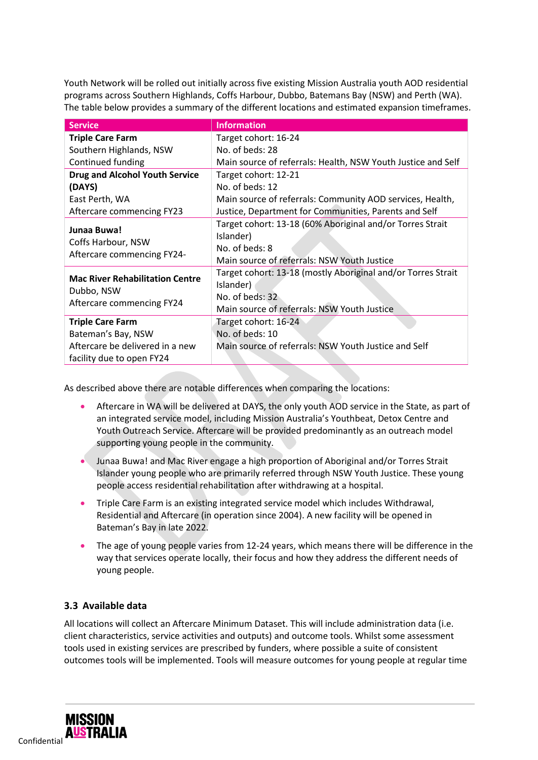Youth Network will be rolled out initially across five existing Mission Australia youth AOD residential programs across Southern Highlands, Coffs Harbour, Dubbo, Batemans Bay (NSW) and Perth (WA). The table below provides a summary of the different locations and estimated expansion timeframes.

| Service | Information |
|---|---|
| **Triple Care Farm**<br>Southern Highlands, NSW<br>Continued funding | Target cohort: 16-24<br>No. of beds: 28<br>Main source of referrals: Health, NSW Youth Justice and Self |
| **Drug and Alcohol Youth Service (DAYS)**<br>East Perth, WA<br>Aftercare commencing FY23 | Target cohort: 12-21<br>No. of beds: 12<br>Main source of referrals: Community AOD services, Health, Justice, Department for Communities, Parents and Self |
| **Junaa Buwa!**<br>Coffs Harbour, NSW<br>Aftercare commencing FY24- | Target cohort: 13-18 (60% Aboriginal and/or Torres Strait Islander)<br>No. of beds: 8<br>Main source of referrals: NSW Youth Justice |
| **Mac River Rehabilitation Centre**<br>Dubbo, NSW<br>Aftercare commencing FY24 | Target cohort: 13-18 (mostly Aboriginal and/or Torres Strait Islander)<br>No. of beds: 32<br>Main source of referrals: NSW Youth Justice |
| **Triple Care Farm**<br>Bateman's Bay, NSW<br>Aftercare be delivered in a new facility due to open FY24 | Target cohort: 16-24<br>No. of beds: 10<br>Main source of referrals: NSW Youth Justice and Self |

As described above there are notable differences when comparing the locations:

- Aftercare in WA will be delivered at DAYS, the only youth AOD service in the State, as part of an integrated service model, including Mission Australia's Youthbeat, Detox Centre and Youth Outreach Service. Aftercare will be provided predominantly as an outreach model supporting young people in the community.
- Junaa Buwa! and Mac River engage a high proportion of Aboriginal and/or Torres Strait Islander young people who are primarily referred through NSW Youth Justice. These young people access residential rehabilitation after withdrawing at a hospital.
- Triple Care Farm is an existing integrated service model which includes Withdrawal, Residential and Aftercare (in operation since 2004). A new facility will be opened in Bateman's Bay in late 2022.
- The age of young people varies from 12-24 years, which means there will be difference in the way that services operate locally, their focus and how they address the different needs of young people.

### 3.3 Available data

All locations will collect an Aftercare Minimum Dataset. This will include administration data (i.e. client characteristics, service activities and outputs) and outcome tools. Whilst some assessment tools used in existing services are prescribed by funders, where possible a suite of consistent outcomes tools will be implemented. Tools will measure outcomes for young people at regular time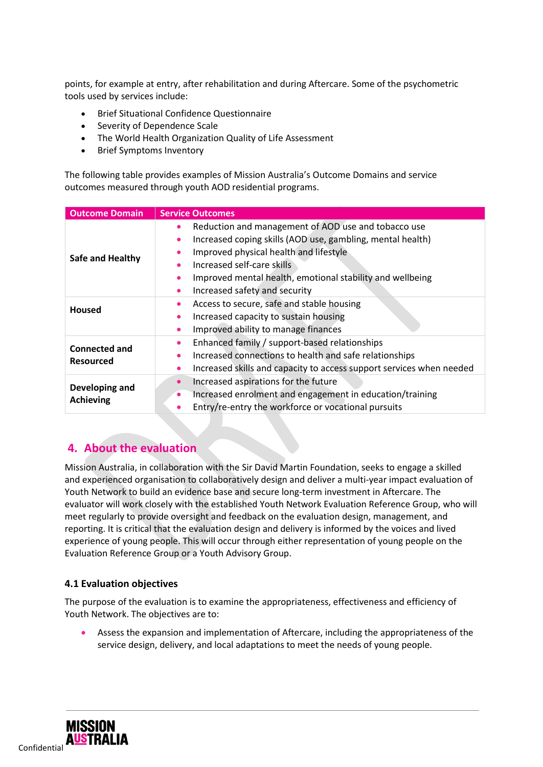points, for example at entry, after rehabilitation and during Aftercare. Some of the psychometric tools used by services include:

- Brief Situational Confidence Questionnaire
- Severity of Dependence Scale
- The World Health Organization Quality of Life Assessment
- Brief Symptoms Inventory

The following table provides examples of Mission Australia's Outcome Domains and service outcomes measured through youth AOD residential programs.

| Outcome Domain | Service Outcomes |
|---|---|
| **Safe and Healthy** | • Reduction and management of AOD use and tobacco use<br>• Increased coping skills (AOD use, gambling, mental health)<br>• Improved physical health and lifestyle<br>• Increased self-care skills<br>• Improved mental health, emotional stability and wellbeing<br>• Increased safety and security |
| **Housed** | • Access to secure, safe and stable housing<br>• Increased capacity to sustain housing<br>• Improved ability to manage finances |
| **Connected and Resourced** | • Enhanced family / support-based relationships<br>• Increased connections to health and safe relationships<br>• Increased skills and capacity to access support services when needed |
| **Developing and Achieving** | • Increased aspirations for the future<br>• Increased enrolment and engagement in education/training<br>• Entry/re-entry the workforce or vocational pursuits |

## 4. About the evaluation

Mission Australia, in collaboration with the Sir David Martin Foundation, seeks to engage a skilled and experienced organisation to collaboratively design and deliver a multi-year impact evaluation of Youth Network to build an evidence base and secure long-term investment in Aftercare. The evaluator will work closely with the established Youth Network Evaluation Reference Group, who will meet regularly to provide oversight and feedback on the evaluation design, management, and reporting. It is critical that the evaluation design and delivery is informed by the voices and lived experience of young people. This will occur through either representation of young people on the Evaluation Reference Group or a Youth Advisory Group.

### 4.1 Evaluation objectives

The purpose of the evaluation is to examine the appropriateness, effectiveness and efficiency of Youth Network. The objectives are to:

- Assess the expansion and implementation of Aftercare, including the appropriateness of the service design, delivery, and local adaptations to meet the needs of young people.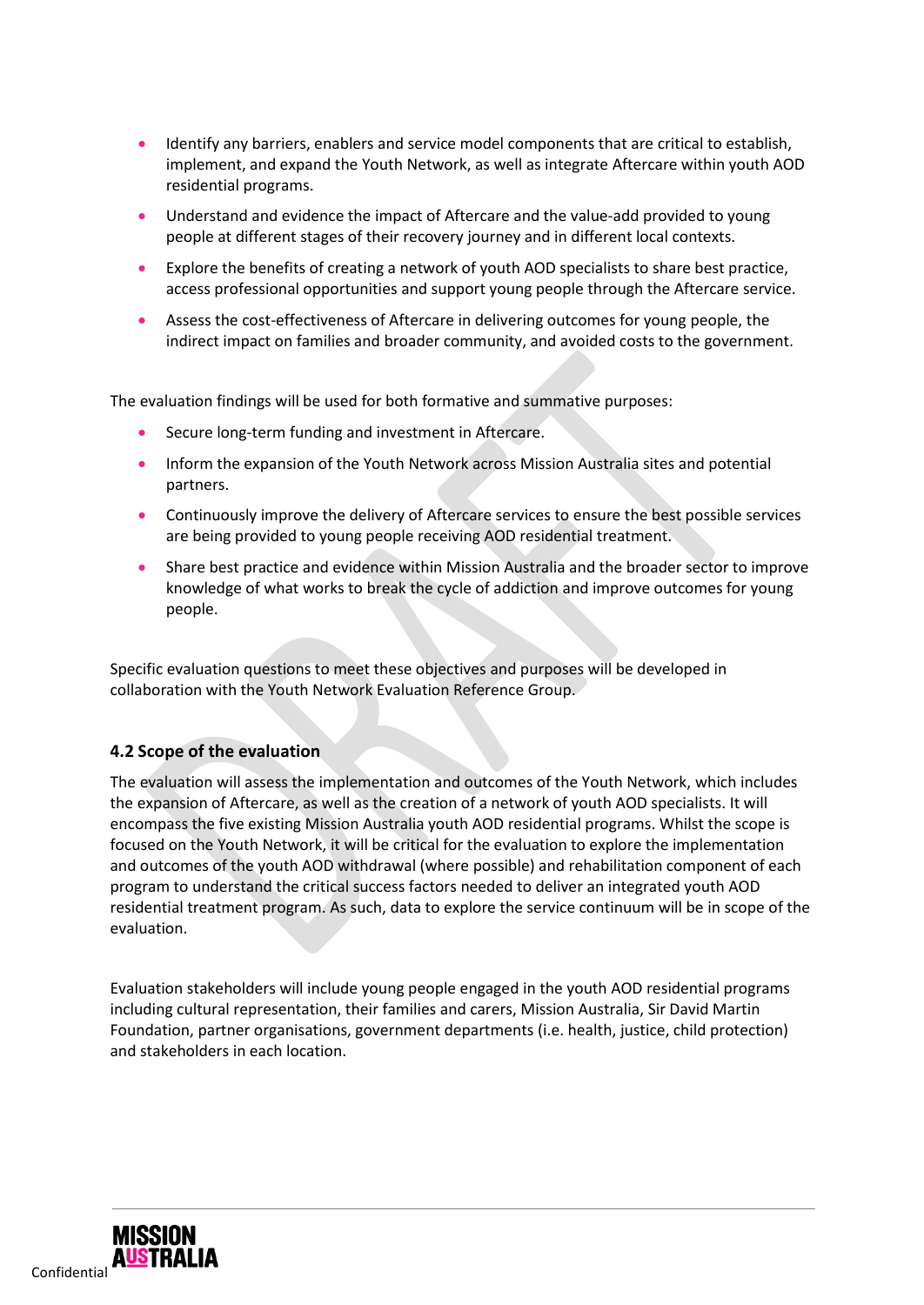- Identify any barriers, enablers and service model components that are critical to establish, implement, and expand the Youth Network, as well as integrate Aftercare within youth AOD residential programs.
- Understand and evidence the impact of Aftercare and the value-add provided to young people at different stages of their recovery journey and in different local contexts.
- Explore the benefits of creating a network of youth AOD specialists to share best practice, access professional opportunities and support young people through the Aftercare service.
- Assess the cost-effectiveness of Aftercare in delivering outcomes for young people, the indirect impact on families and broader community, and avoided costs to the government.

The evaluation findings will be used for both formative and summative purposes:

- Secure long-term funding and investment in Aftercare.
- Inform the expansion of the Youth Network across Mission Australia sites and potential partners.
- Continuously improve the delivery of Aftercare services to ensure the best possible services are being provided to young people receiving AOD residential treatment.
- Share best practice and evidence within Mission Australia and the broader sector to improve knowledge of what works to break the cycle of addiction and improve outcomes for young people.

Specific evaluation questions to meet these objectives and purposes will be developed in collaboration with the Youth Network Evaluation Reference Group.

### 4.2 Scope of the evaluation

The evaluation will assess the implementation and outcomes of the Youth Network, which includes the expansion of Aftercare, as well as the creation of a network of youth AOD specialists. It will encompass the five existing Mission Australia youth AOD residential programs. Whilst the scope is focused on the Youth Network, it will be critical for the evaluation to explore the implementation and outcomes of the youth AOD withdrawal (where possible) and rehabilitation component of each program to understand the critical success factors needed to deliver an integrated youth AOD residential treatment program. As such, data to explore the service continuum will be in scope of the evaluation.

Evaluation stakeholders will include young people engaged in the youth AOD residential programs including cultural representation, their families and carers, Mission Australia, Sir David Martin Foundation, partner organisations, government departments (i.e. health, justice, child protection) and stakeholders in each location.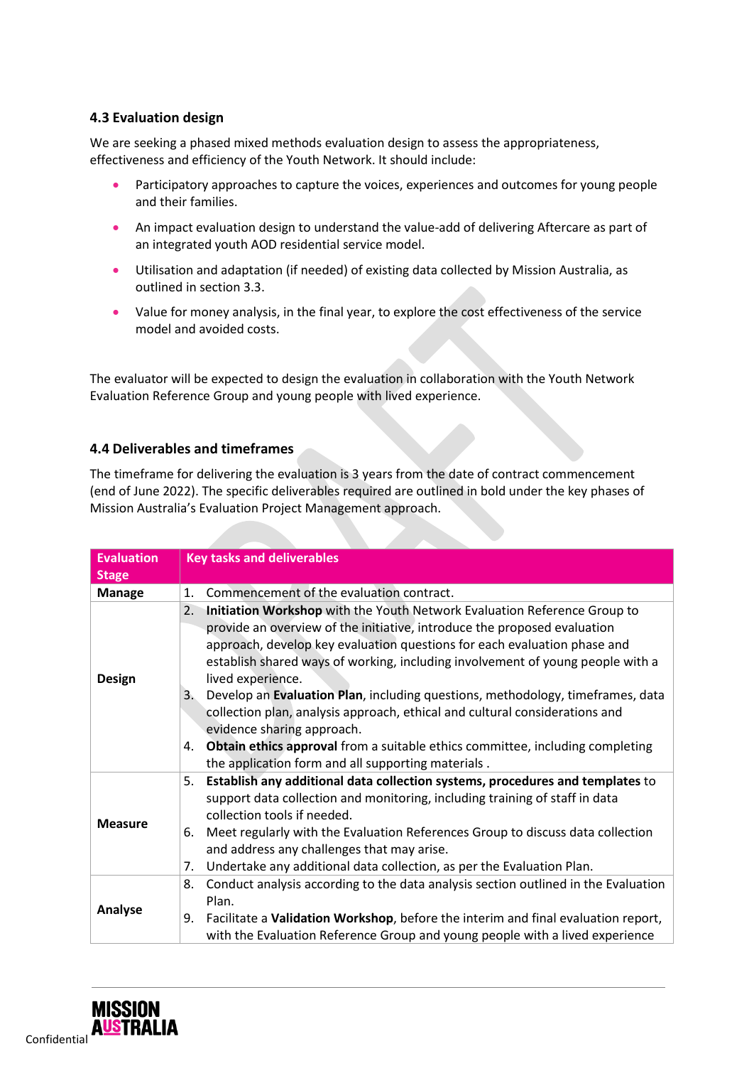### 4.3 Evaluation design

We are seeking a phased mixed methods evaluation design to assess the appropriateness, effectiveness and efficiency of the Youth Network. It should include:

- Participatory approaches to capture the voices, experiences and outcomes for young people and their families.
- An impact evaluation design to understand the value-add of delivering Aftercare as part of an integrated youth AOD residential service model.
- Utilisation and adaptation (if needed) of existing data collected by Mission Australia, as outlined in section 3.3.
- Value for money analysis, in the final year, to explore the cost effectiveness of the service model and avoided costs.

The evaluator will be expected to design the evaluation in collaboration with the Youth Network Evaluation Reference Group and young people with lived experience.

### 4.4 Deliverables and timeframes

The timeframe for delivering the evaluation is 3 years from the date of contract commencement (end of June 2022). The specific deliverables required are outlined in bold under the key phases of Mission Australia's Evaluation Project Management approach.

| Evaluation Stage | Key tasks and deliverables |
|---|---|
| **Manage** | 1. Commencement of the evaluation contract. |
| **Design** | 2. **Initiation Workshop** with the Youth Network Evaluation Reference Group to provide an overview of the initiative, introduce the proposed evaluation approach, develop key evaluation questions for each evaluation phase and establish shared ways of working, including involvement of young people with a lived experience.<br>3. Develop an **Evaluation Plan**, including questions, methodology, timeframes, data collection plan, analysis approach, ethical and cultural considerations and evidence sharing approach.<br>4. **Obtain ethics approval** from a suitable ethics committee, including completing the application form and all supporting materials . |
| **Measure** | 5. **Establish any additional data collection systems, procedures and templates** to support data collection and monitoring, including training of staff in data collection tools if needed.<br>6. Meet regularly with the Evaluation References Group to discuss data collection and address any challenges that may arise.<br>7. Undertake any additional data collection, as per the Evaluation Plan. |
| **Analyse** | 8. Conduct analysis according to the data analysis section outlined in the Evaluation Plan.<br>9. Facilitate a **Validation Workshop**, before the interim and final evaluation report, with the Evaluation Reference Group and young people with a lived experience |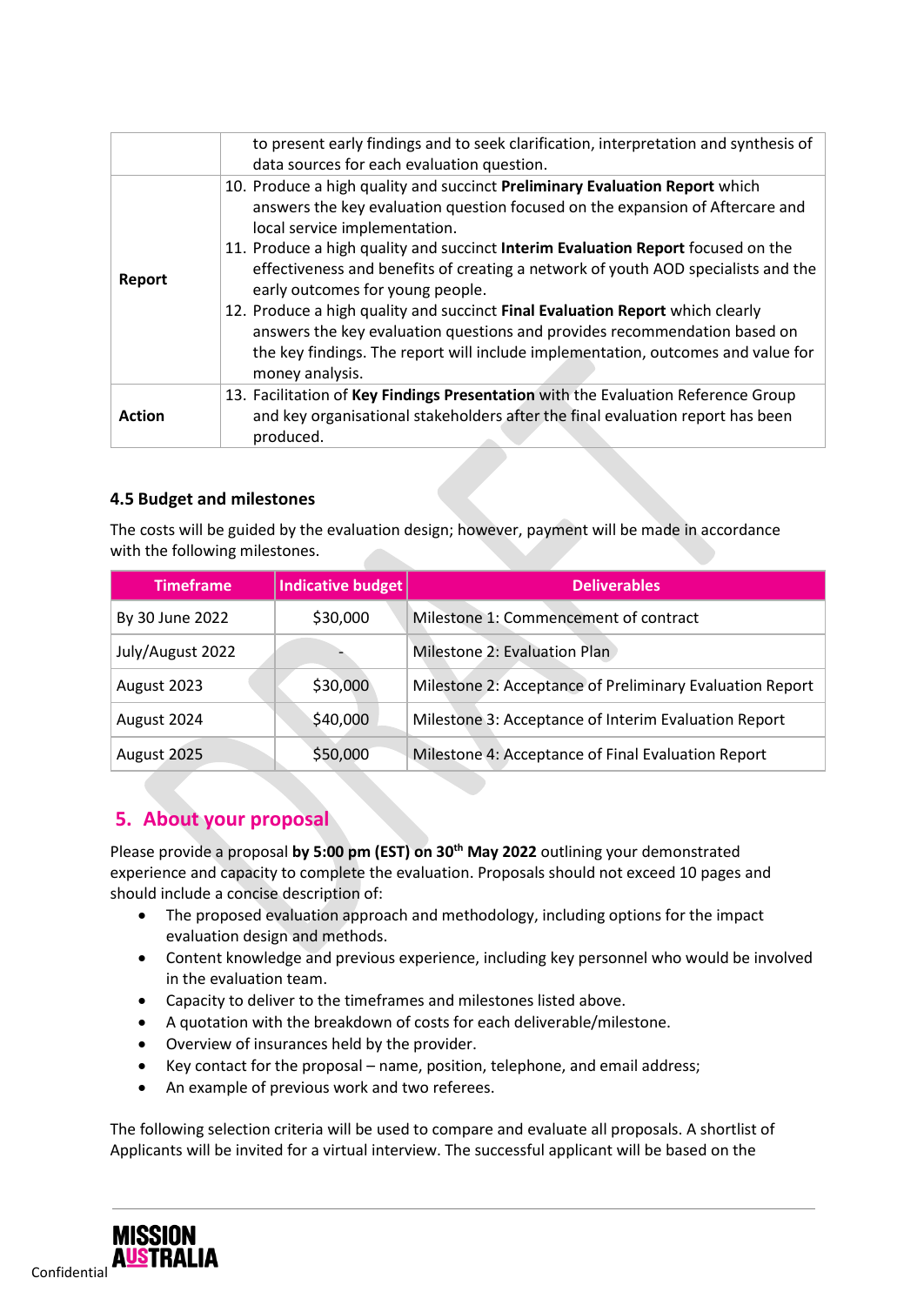| | to present early findings and to seek clarification, interpretation and synthesis of data sources for each evaluation question. |
|---|---|
| **Report** | 10. Produce a high quality and succinct **Preliminary Evaluation Report** which answers the key evaluation question focused on the expansion of Aftercare and local service implementation.<br>11. Produce a high quality and succinct **Interim Evaluation Report** focused on the effectiveness and benefits of creating a network of youth AOD specialists and the early outcomes for young people.<br>12. Produce a high quality and succinct **Final Evaluation Report** which clearly answers the key evaluation questions and provides recommendation based on the key findings. The report will include implementation, outcomes and value for money analysis. |
| **Action** | 13. Facilitation of **Key Findings Presentation** with the Evaluation Reference Group and key organisational stakeholders after the final evaluation report has been produced. |

### 4.5 Budget and milestones

The costs will be guided by the evaluation design; however, payment will be made in accordance with the following milestones.

| Timeframe | Indicative budget | Deliverables |
|---|---|---|
| By 30 June 2022 | $30,000 | Milestone 1: Commencement of contract |
| July/August 2022 | - | Milestone 2: Evaluation Plan |
| August 2023 | $30,000 | Milestone 2: Acceptance of Preliminary Evaluation Report |
| August 2024 | $40,000 | Milestone 3: Acceptance of Interim Evaluation Report |
| August 2025 | $50,000 | Milestone 4: Acceptance of Final Evaluation Report |

## 5. About your proposal

Please provide a proposal **by 5:00 pm (EST) on 30th May 2022** outlining your demonstrated experience and capacity to complete the evaluation. Proposals should not exceed 10 pages and should include a concise description of:

- The proposed evaluation approach and methodology, including options for the impact evaluation design and methods.
- Content knowledge and previous experience, including key personnel who would be involved in the evaluation team.
- Capacity to deliver to the timeframes and milestones listed above.
- A quotation with the breakdown of costs for each deliverable/milestone.
- Overview of insurances held by the provider.
- Key contact for the proposal – name, position, telephone, and email address;
- An example of previous work and two referees.

The following selection criteria will be used to compare and evaluate all proposals. A shortlist of Applicants will be invited for a virtual interview. The successful applicant will be based on the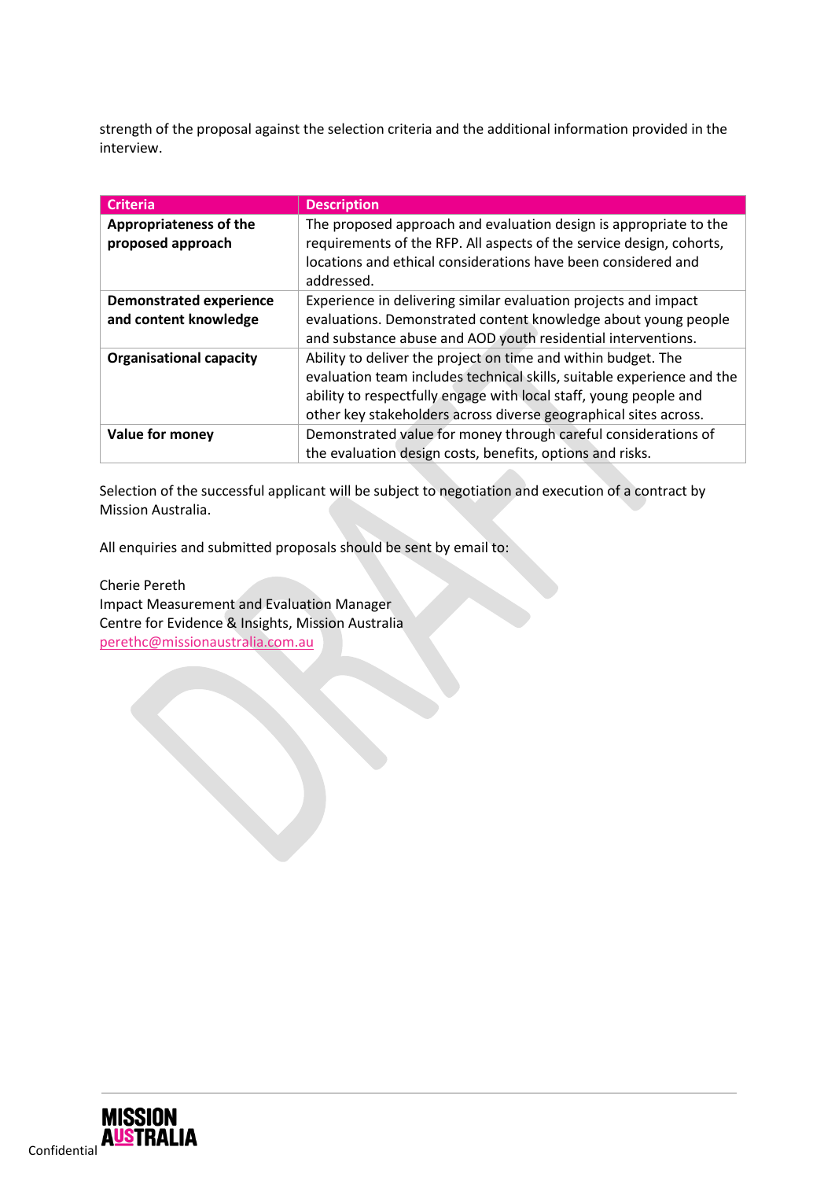strength of the proposal against the selection criteria and the additional information provided in the interview.

| Criteria | Description |
| --- | --- |
| **Appropriateness of the proposed approach** | The proposed approach and evaluation design is appropriate to the requirements of the RFP. All aspects of the service design, cohorts, locations and ethical considerations have been considered and addressed. |
| **Demonstrated experience and content knowledge** | Experience in delivering similar evaluation projects and impact evaluations. Demonstrated content knowledge about young people and substance abuse and AOD youth residential interventions. |
| **Organisational capacity** | Ability to deliver the project on time and within budget. The evaluation team includes technical skills, suitable experience and the ability to respectfully engage with local staff, young people and other key stakeholders across diverse geographical sites across. |
| **Value for money** | Demonstrated value for money through careful considerations of the evaluation design costs, benefits, options and risks. |

Selection of the successful applicant will be subject to negotiation and execution of a contract by Mission Australia.

All enquiries and submitted proposals should be sent by email to:

Cherie Pereth
Impact Measurement and Evaluation Manager
Centre for Evidence & Insights, Mission Australia
perethc@missionaustralia.com.au